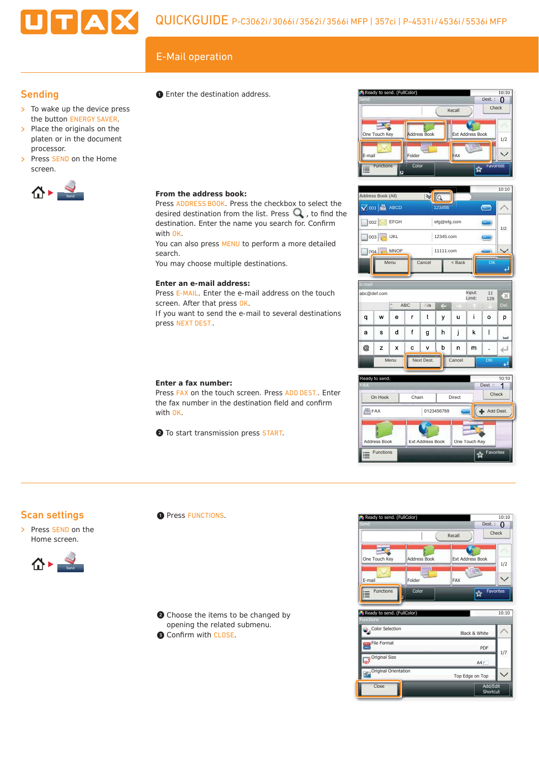# QUICKGUIDE P-C3062i/3066i/3562i/3566i MFP | 357ci | P-4531i/4536i/5536i MFP

## E-Mail operation

### Sending

- To wake up the device press the button ENERGY SAVER.
- Place the originals on the platen or in the document processor.
- Press SEND on the Home screen.

1. Enter the destination address.

**From the address book:**
Press ADDRESS BOOK. Press the checkbox to select the desired destination from the list. Press 🔍, to find the destination. Enter the name you search for. Confirm with OK.
You can also press MENU to perform a more detailed search.
You may choose multiple destinations.

**Enter an e-mail address:**
Press E-MAIL. Enter the e-mail address on the touch screen. After that press OK.
If you want to send the e-mail to several destinations press NEXT DEST..

**Enter a fax number:**
Press FAX on the touch screen. Press ADD DEST.. Enter the fax number in the destination field and confirm with OK.

2. To start transmission press START.

### Scan settings

- Press SEND on the Home screen.

1. Press FUNCTIONS.
2. Choose the items to be changed by opening the related submenu.
3. Confirm with CLOSE.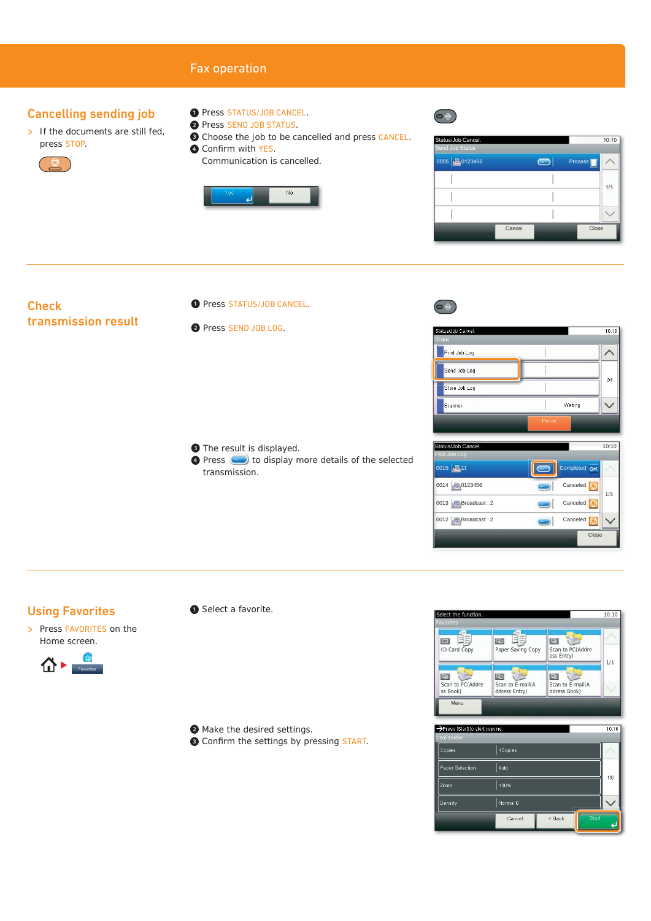# Fax operation

## Cancelling sending job

> If the documents are still fed, press STOP.

1. Press STATUS/JOB CANCEL.
2. Press SEND JOB STATUS.
3. Choose the job to be cancelled and press CANCEL.
4. Confirm with YES.

   Communication is cancelled.

## Check transmission result

1. Press STATUS/JOB CANCEL.
2. Press SEND JOB LOG.
3. The result is displayed.
4. Press [button] to display more details of the selected transmission.

## Using Favorites

> Press FAVORITES on the Home screen.

1. Select a favorite.
2. Make the desired settings.
3. Confirm the settings by pressing START.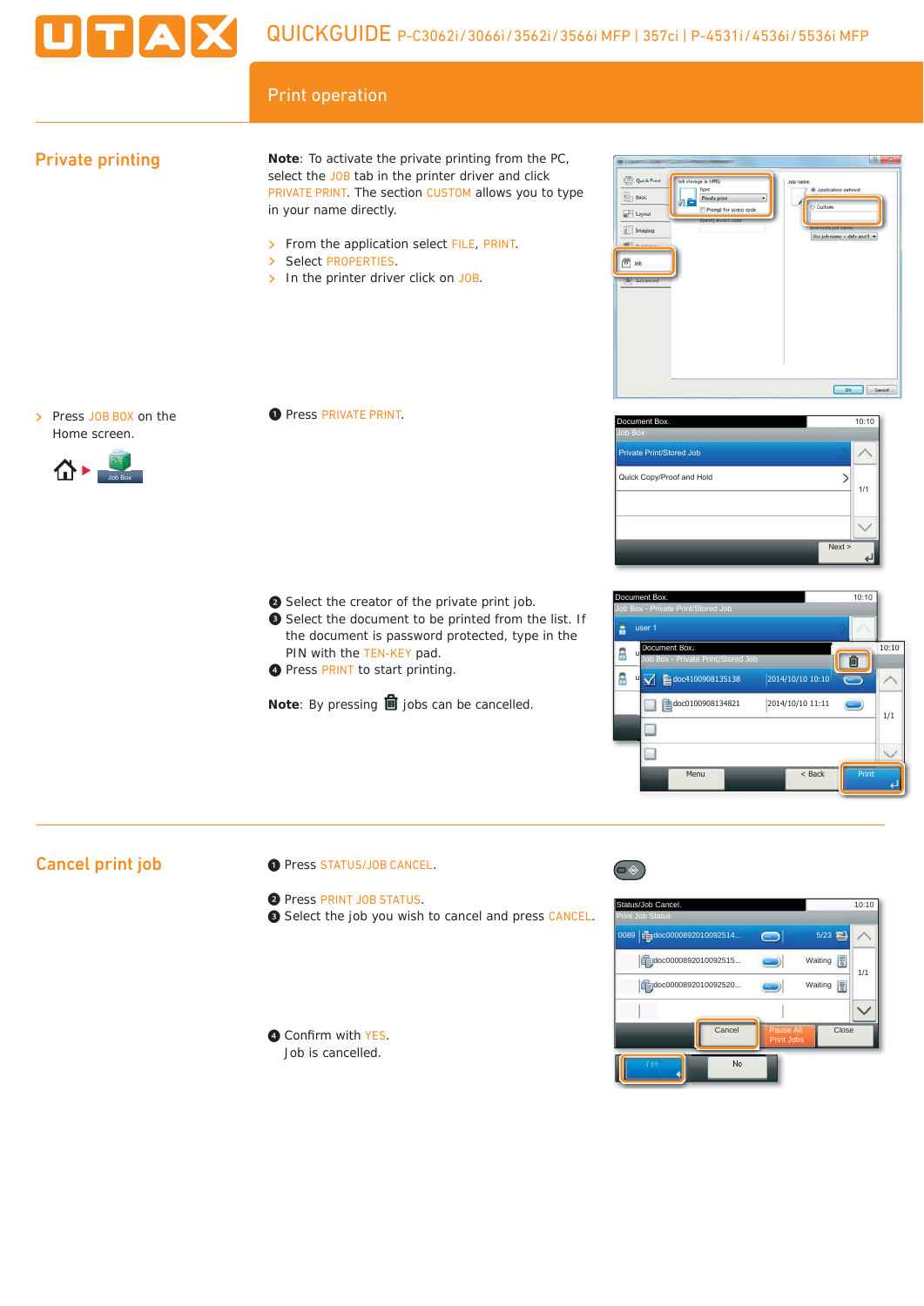# QUICKGUIDE P-C3062i/3066i/3562i/3566i MFP | 357ci | P-4531i/4536i/5536i MFP

## Print operation

## Private printing

**Note**: To activate the private printing from the PC, select the JOB tab in the printer driver and click PRIVATE PRINT. The section CUSTOM allows you to type in your name directly.

- From the application select FILE, PRINT.
- Select PROPERTIES.
- In the printer driver click on JOB.

- Press JOB BOX on the Home screen.

1. Press PRIVATE PRINT.

2. Select the creator of the private print job.
3. Select the document to be printed from the list. If the document is password protected, type in the PIN with the TEN-KEY pad.
4. Press PRINT to start printing.

**Note**: By pressing 🗑 jobs can be cancelled.

## Cancel print job

1. Press STATUS/JOB CANCEL.

2. Press PRINT JOB STATUS.
3. Select the job you wish to cancel and press CANCEL.

4. Confirm with YES.
   Job is cancelled.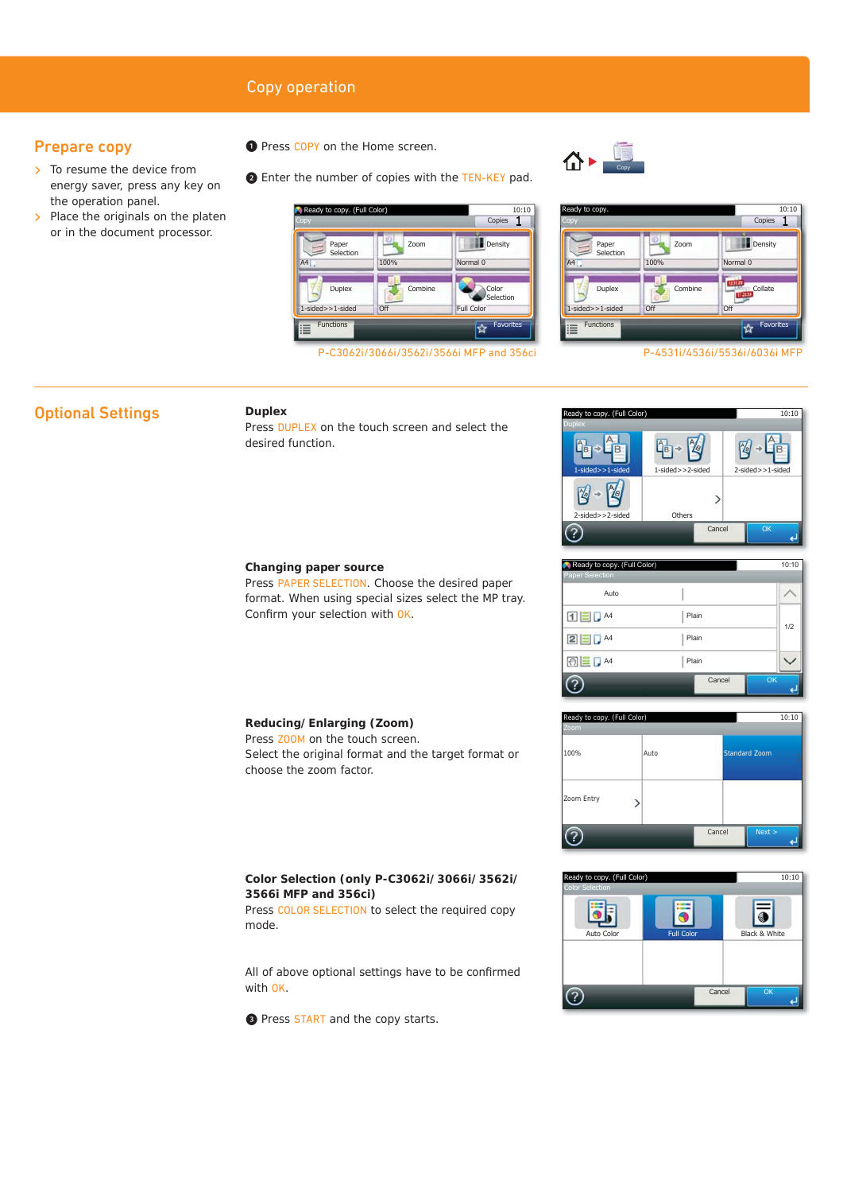# Copy operation

## Prepare copy

- To resume the device from energy saver, press any key on the operation panel.
- Place the originals on the platen or in the document processor.

❶ Press COPY on the Home screen.

❷ Enter the number of copies with the TEN-KEY pad.

P-C3062i/3066i/3562i/3566i MFP and 356ci

P-4531i/4536i/5536i/6036i MFP

## Optional Settings

**Duplex**
Press DUPLEX on the touch screen and select the desired function.

**Changing paper source**
Press PAPER SELECTION. Choose the desired paper format. When using special sizes select the MP tray. Confirm your selection with OK.

**Reducing/ Enlarging (Zoom)**
Press ZOOM on the touch screen.
Select the original format and the target format or choose the zoom factor.

**Color Selection (only P-C3062i/ 3066i/ 3562i/ 3566i MFP and 356ci)**
Press COLOR SELECTION to select the required copy mode.

All of above optional settings have to be confirmed with OK.

❸ Press START and the copy starts.